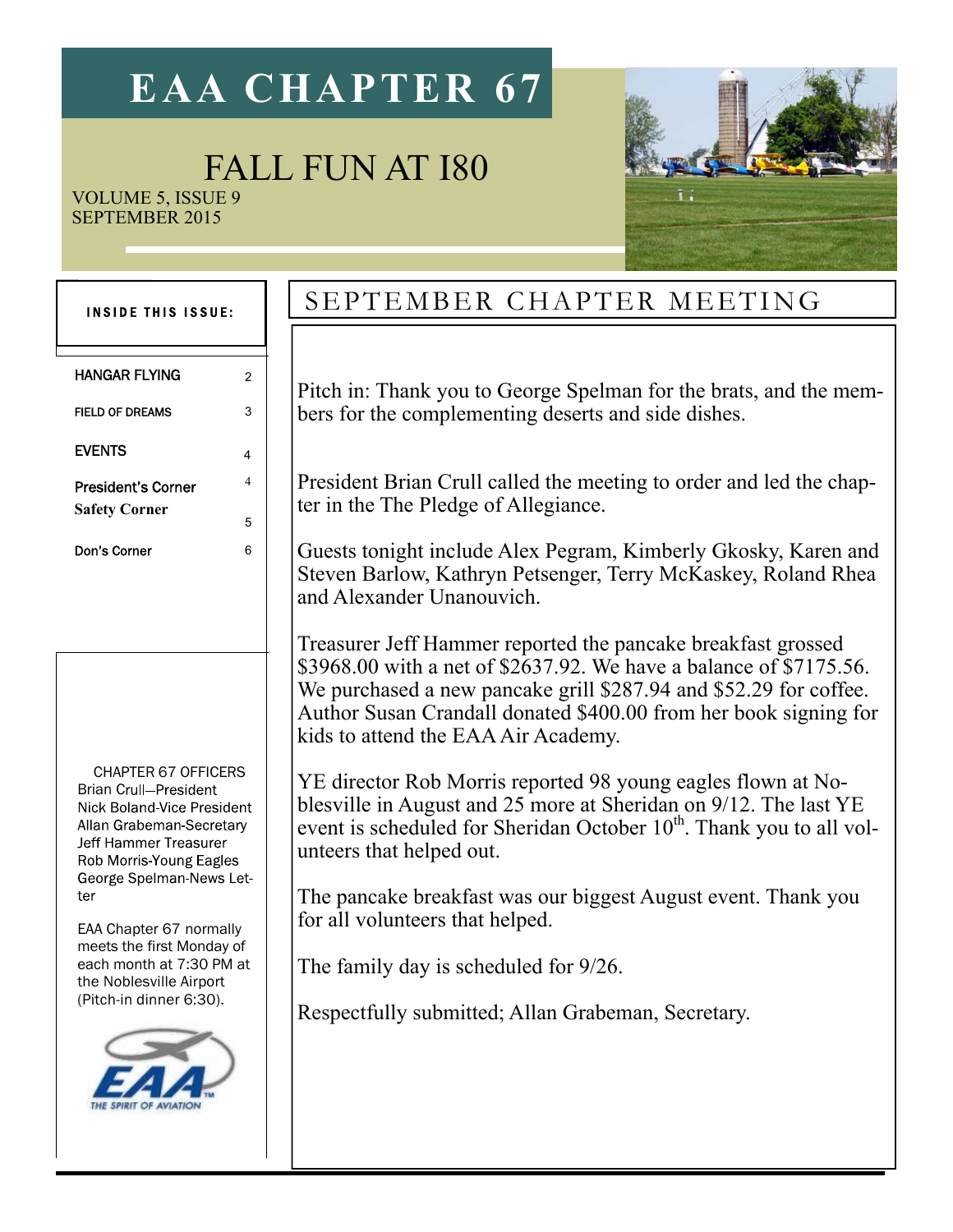# EAA CHAPTER 67

## FALL FUN AT I80

VOLUME 5, ISSUE 9
SEPTEMBER 2015

## SEPTEMBER CHAPTER MEETING

Pitch in: Thank you to George Spelman for the brats, and the members for the complementing deserts and side dishes.

President Brian Crull called the meeting to order and led the chapter in the The Pledge of Allegiance.

Guests tonight include Alex Pegram, Kimberly Gkosky, Karen and Steven Barlow, Kathryn Petsenger, Terry McKaskey, Roland Rhea and Alexander Unanouvich.

Treasurer Jeff Hammer reported the pancake breakfast grossed \$3968.00 with a net of \$2637.92. We have a balance of \$7175.56. We purchased a new pancake grill \$287.94 and \$52.29 for coffee. Author Susan Crandall donated \$400.00 from her book signing for kids to attend the EAA Air Academy.

YE director Rob Morris reported 98 young eagles flown at Noblesville in August and 25 more at Sheridan on 9/12. The last YE event is scheduled for Sheridan October 10th. Thank you to all volunteers that helped out.

The pancake breakfast was our biggest August event. Thank you for all volunteers that helped.

The family day is scheduled for 9/26.

Respectfully submitted; Allan Grabeman, Secretary.

**INSIDE THIS ISSUE:**

| | |
|---|---|
| HANGAR FLYING | 2 |
| FIELD OF DREAMS | 3 |
| EVENTS | 4 |
| President's Corner | 4 |
| Safety Corner | 5 |
| Don's Corner | 6 |

CHAPTER 67 OFFICERS
Brian Crull—President
Nick Boland-Vice President
Allan Grabeman-Secretary
Jeff Hammer Treasurer
Rob Morris-Young Eagles
George Spelman-News Letter

EAA Chapter 67 normally meets the first Monday of each month at 7:30 PM at the Noblesville Airport (Pitch-in dinner 6:30).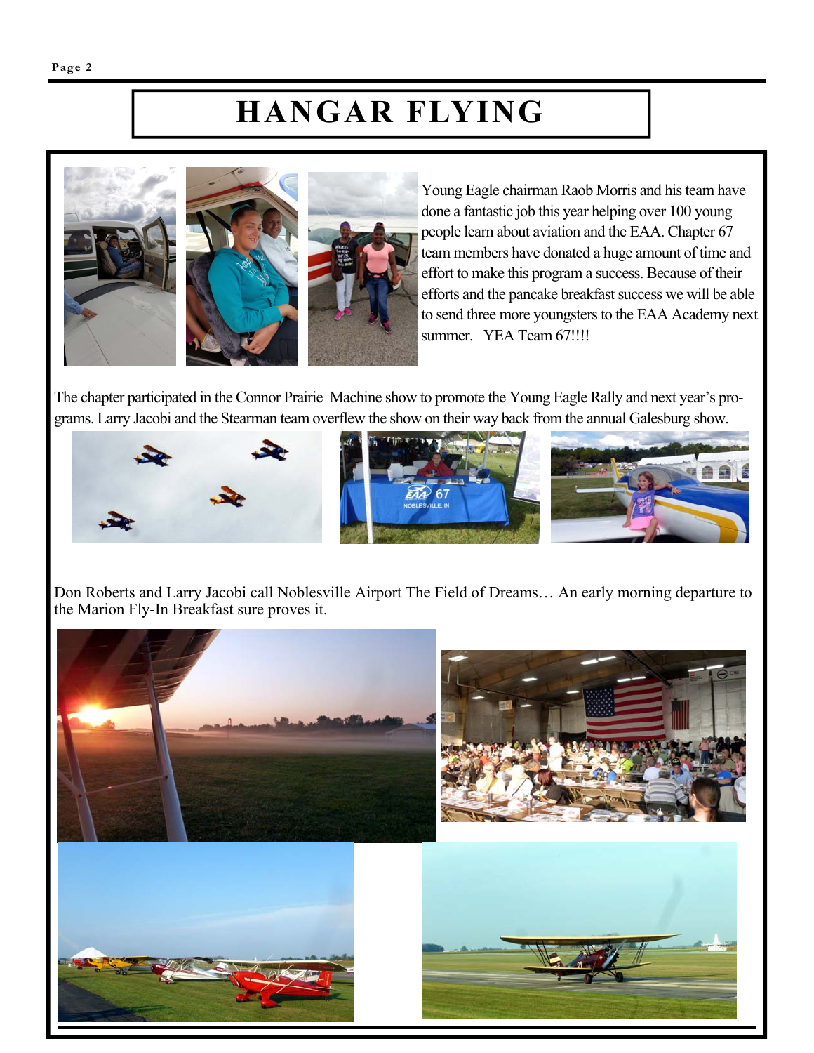# HANGAR FLYING

Young Eagle chairman Raob Morris and his team have done a fantastic job this year helping over 100 young people learn about aviation and the EAA. Chapter 67 team members have donated a huge amount of time and effort to make this program a success. Because of their efforts and the pancake breakfast success we will be able to send three more youngsters to the EAA Academy next summer. YEA Team 67!!!!

The chapter participated in the Connor Prairie Machine show to promote the Young Eagle Rally and next year's programs. Larry Jacobi and the Stearman team overflew the show on their way back from the annual Galesburg show.

Don Roberts and Larry Jacobi call Noblesville Airport The Field of Dreams… An early morning departure to the Marion Fly-In Breakfast sure proves it.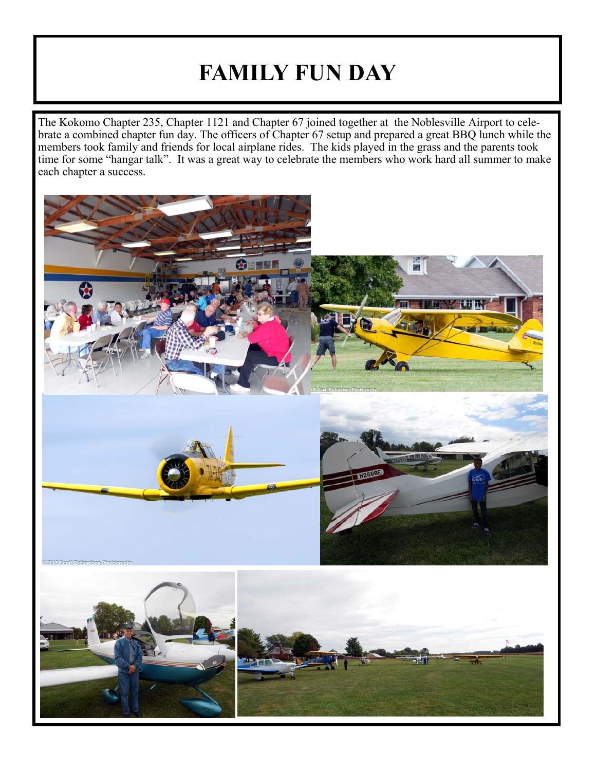# FAMILY FUN DAY

The Kokomo Chapter 235, Chapter 1121 and Chapter 67 joined together at the Noblesville Airport to celebrate a combined chapter fun day. The officers of Chapter 67 setup and prepared a great BBQ lunch while the members took family and friends for local airplane rides. The kids played in the grass and the parents took time for some "hangar talk". It was a great way to celebrate the members who work hard all summer to make each chapter a success.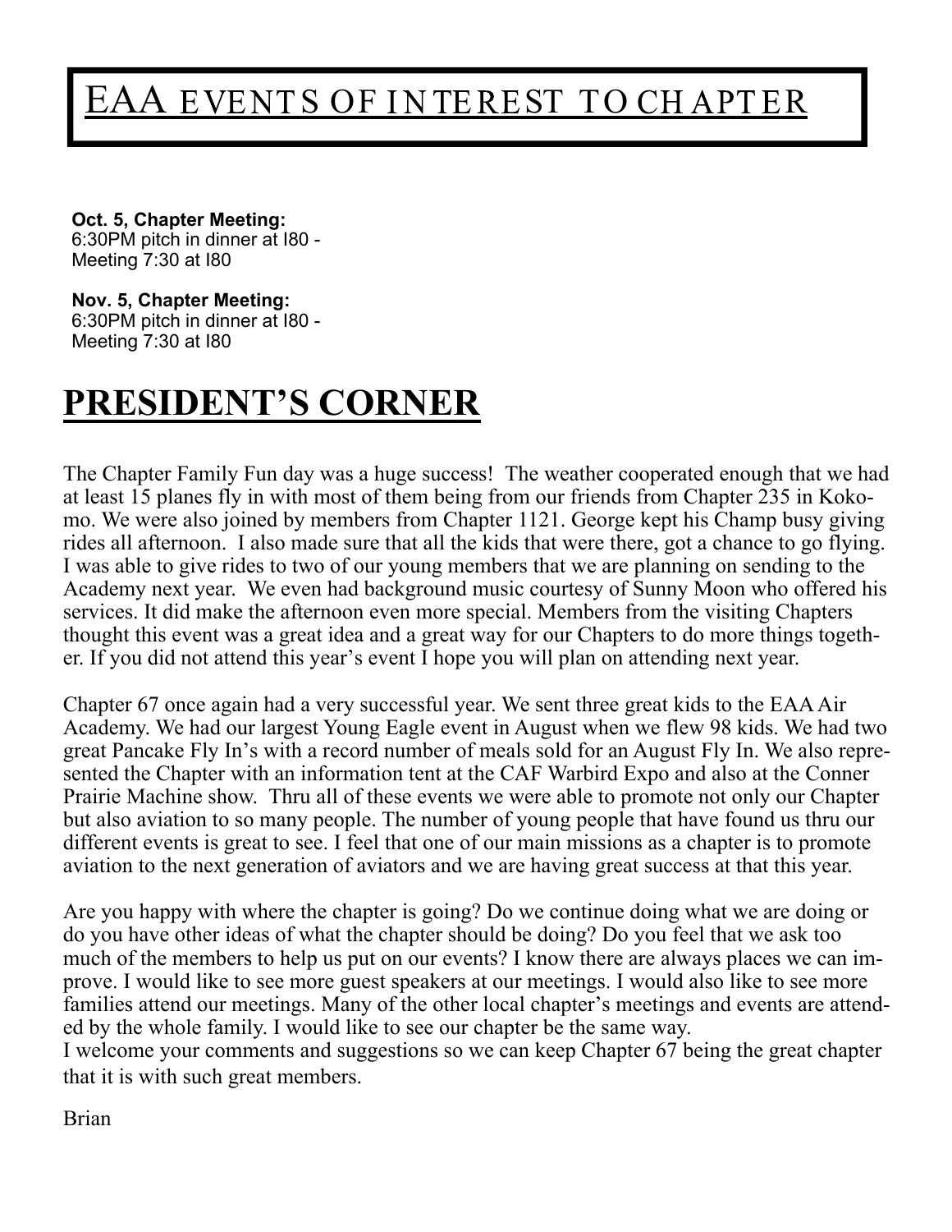# EAA EVENTS OF INTEREST TO CHAPTER

**Oct. 5, Chapter Meeting:**
6:30PM pitch in dinner at I80 - Meeting 7:30 at I80

**Nov. 5, Chapter Meeting:**
6:30PM pitch in dinner at I80 - Meeting 7:30 at I80

# PRESIDENT'S CORNER

The Chapter Family Fun day was a huge success! The weather cooperated enough that we had at least 15 planes fly in with most of them being from our friends from Chapter 235 in Kokomo. We were also joined by members from Chapter 1121. George kept his Champ busy giving rides all afternoon. I also made sure that all the kids that were there, got a chance to go flying. I was able to give rides to two of our young members that we are planning on sending to the Academy next year. We even had background music courtesy of Sunny Moon who offered his services. It did make the afternoon even more special. Members from the visiting Chapters thought this event was a great idea and a great way for our Chapters to do more things together. If you did not attend this year's event I hope you will plan on attending next year.

Chapter 67 once again had a very successful year. We sent three great kids to the EAA Air Academy. We had our largest Young Eagle event in August when we flew 98 kids. We had two great Pancake Fly In's with a record number of meals sold for an August Fly In. We also represented the Chapter with an information tent at the CAF Warbird Expo and also at the Conner Prairie Machine show. Thru all of these events we were able to promote not only our Chapter but also aviation to so many people. The number of young people that have found us thru our different events is great to see. I feel that one of our main missions as a chapter is to promote aviation to the next generation of aviators and we are having great success at that this year.

Are you happy with where the chapter is going? Do we continue doing what we are doing or do you have other ideas of what the chapter should be doing? Do you feel that we ask too much of the members to help us put on our events? I know there are always places we can improve. I would like to see more guest speakers at our meetings. I would also like to see more families attend our meetings. Many of the other local chapter's meetings and events are attended by the whole family. I would like to see our chapter be the same way.
I welcome your comments and suggestions so we can keep Chapter 67 being the great chapter that it is with such great members.

Brian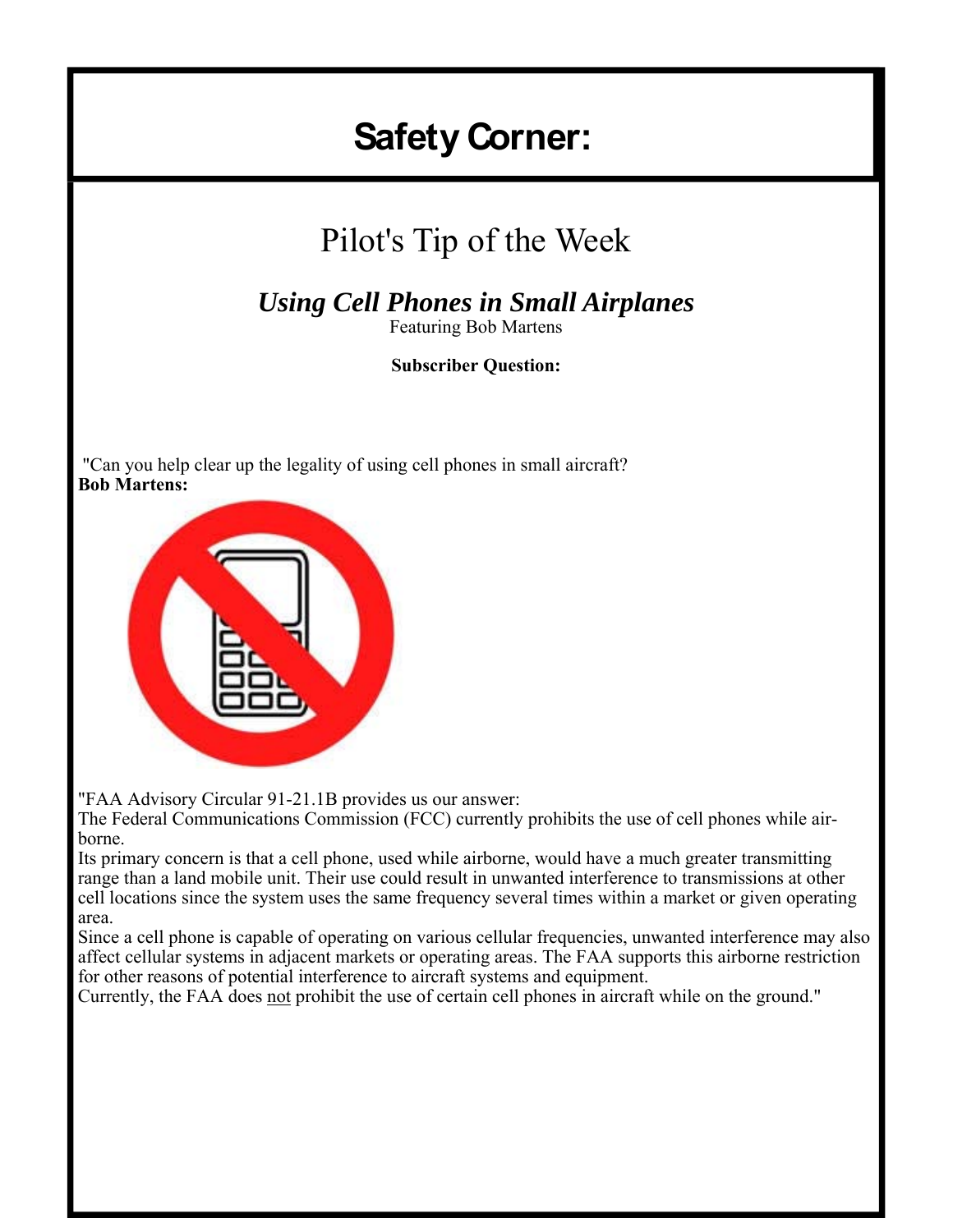# Safety Corner:

## Pilot's Tip of the Week

### *Using Cell Phones in Small Airplanes*

Featuring Bob Martens

**Subscriber Question:**

"Can you help clear up the legality of using cell phones in small aircraft?

**Bob Martens:**

"FAA Advisory Circular 91-21.1B provides us our answer:

The Federal Communications Commission (FCC) currently prohibits the use of cell phones while airborne.

Its primary concern is that a cell phone, used while airborne, would have a much greater transmitting range than a land mobile unit. Their use could result in unwanted interference to transmissions at other cell locations since the system uses the same frequency several times within a market or given operating area.

Since a cell phone is capable of operating on various cellular frequencies, unwanted interference may also affect cellular systems in adjacent markets or operating areas. The FAA supports this airborne restriction for other reasons of potential interference to aircraft systems and equipment.

Currently, the FAA does <u>not</u> prohibit the use of certain cell phones in aircraft while on the ground."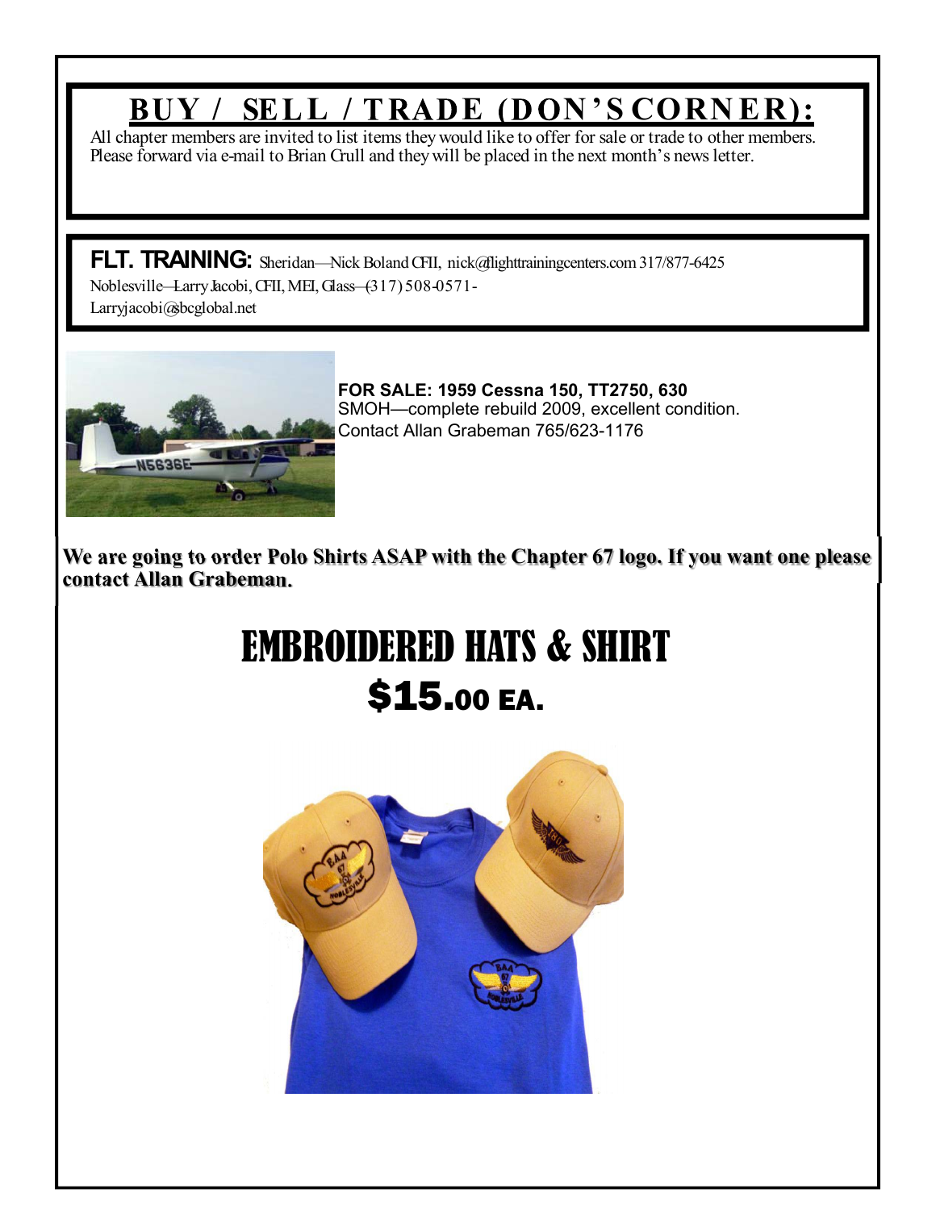## BUY / SELL / TRADE (DON'S CORNER):

All chapter members are invited to list items they would like to offer for sale or trade to other members. Please forward via e-mail to Brian Crull and they will be placed in the next month's news letter.

**FLT. TRAINING:** Sheridan—Nick Boland CFII, nick@flighttrainingcenters.com 317/877-6425
Noblesville—Larry Jacobi, CFII, MEI, Glass—(317) 508-0571-
Larryjacobi@sbcglobal.net

**FOR SALE: 1959 Cessna 150, TT2750, 630** SMOH—complete rebuild 2009, excellent condition. Contact Allan Grabeman 765/623-1176

**We are going to order Polo Shirts ASAP with the Chapter 67 logo. If you want one please contact Allan Grabeman.**

# EMBROIDERED HATS & SHIRT

# $15.00 EA.